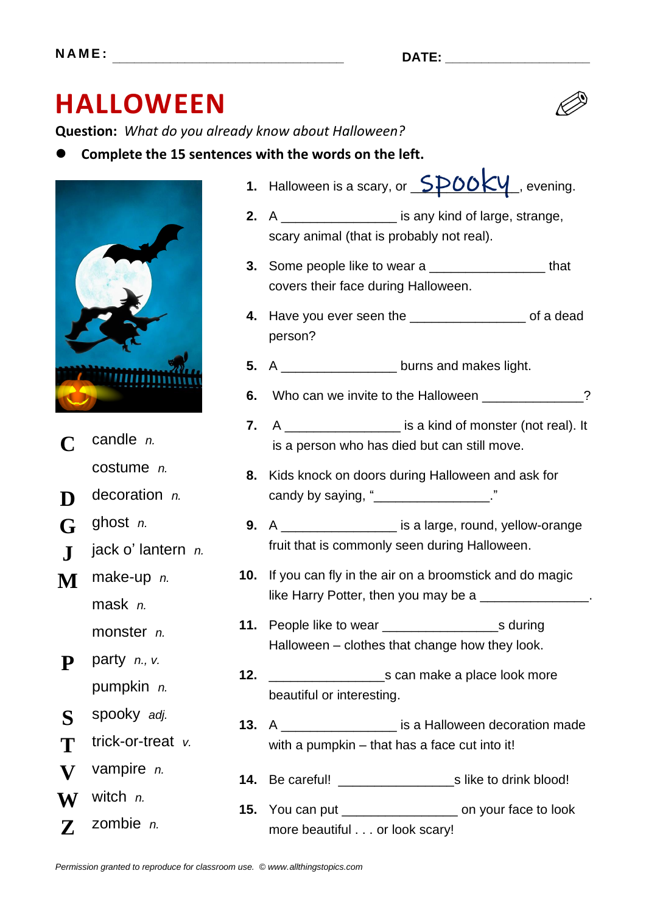NAME: ______________________________ DATE: ____________________

# HALLOWEEN

**Question:** *What do you already know about Halloween?*

- **Complete the 15 sentences with the words on the left.**

| | |
|---|---|
| **C** | candle *n.* |
| | costume *n.* |
| **D** | decoration *n.* |
| **G** | ghost *n.* |
| **J** | jack o' lantern *n.* |
| **M** | make-up *n.* |
| | mask *n.* |
| | monster *n.* |
| **P** | party *n., v.* |
| | pumpkin *n.* |
| **S** | spooky *adj.* |
| **T** | trick-or-treat *v.* |
| **V** | vampire *n.* |
| **W** | witch *n.* |
| **Z** | zombie *n.* |

1. Halloween is a scary, or _spooky_, evening.
2. A _______________ is any kind of large, strange, scary animal (that is probably not real).
3. Some people like to wear a _______________ that covers their face during Halloween.
4. Have you ever seen the _______________ of a dead person?
5. A _______________ burns and makes light.
6. Who can we invite to the Halloween _____________?
7. A _______________ is a kind of monster (not real). It is a person who has died but can still move.
8. Kids knock on doors during Halloween and ask for candy by saying, "_______________."
9. A _______________ is a large, round, yellow-orange fruit that is commonly seen during Halloween.
10. If you can fly in the air on a broomstick and do magic like Harry Potter, then you may be a _______________.
11. People like to wear _______________s during Halloween – clothes that change how they look.
12. _______________s can make a place look more beautiful or interesting.
13. A _______________ is a Halloween decoration made with a pumpkin – that has a face cut into it!
14. Be careful! _______________s like to drink blood!
15. You can put _______________ on your face to look more beautiful . . . or look scary!

*Permission granted to reproduce for classroom use. © www.allthingstopics.com*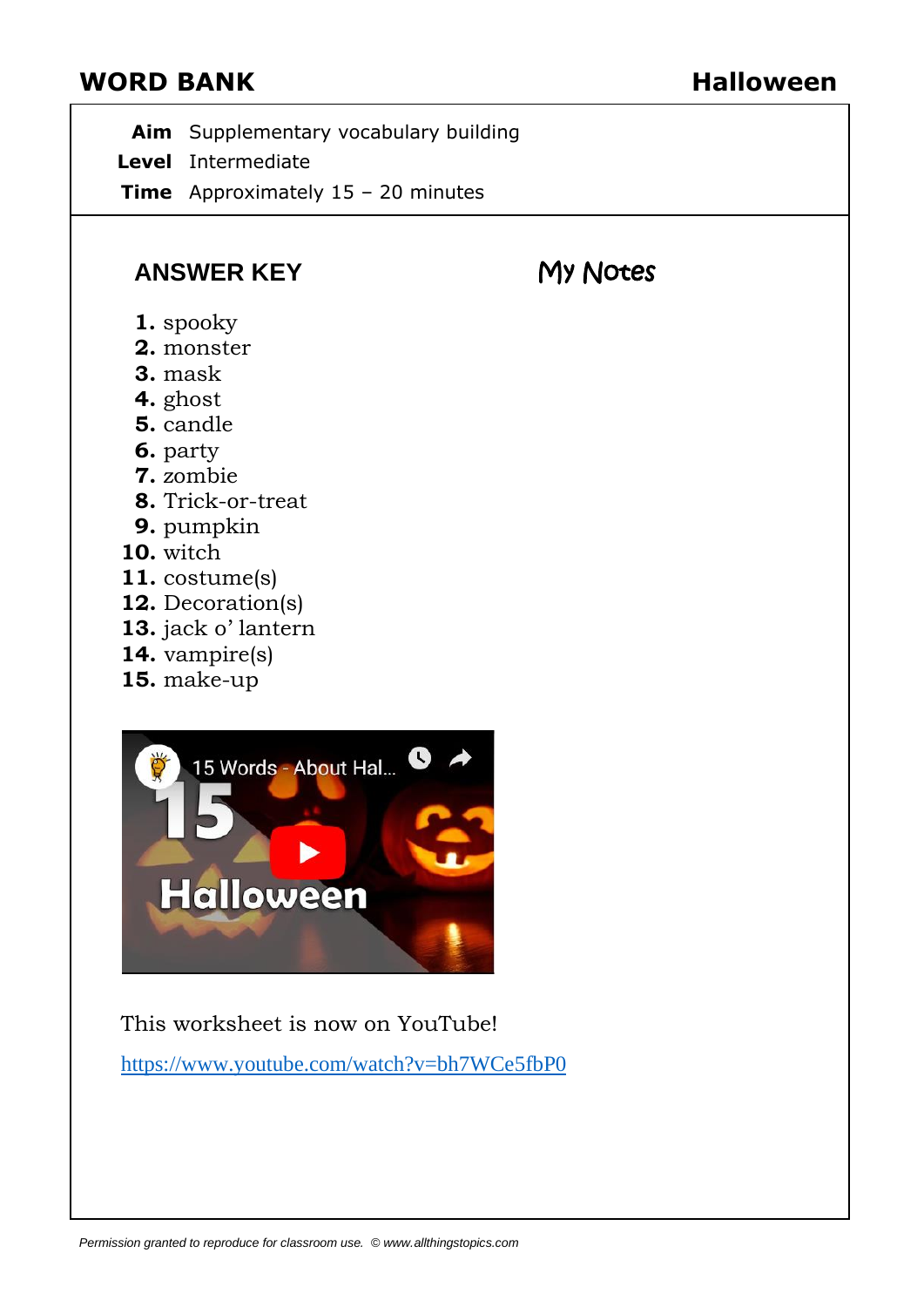**WORD BANK** **Halloween**

**Aim** Supplementary vocabulary building
**Level** Intermediate
**Time** Approximately 15 – 20 minutes

## ANSWER KEY

My Notes

1. spooky
2. monster
3. mask
4. ghost
5. candle
6. party
7. zombie
8. Trick-or-treat
9. pumpkin
10. witch
11. costume(s)
12. Decoration(s)
13. jack o' lantern
14. vampire(s)
15. make-up

This worksheet is now on YouTube!

https://www.youtube.com/watch?v=bh7WCe5fbP0

*Permission granted to reproduce for classroom use. © www.allthingstopics.com*